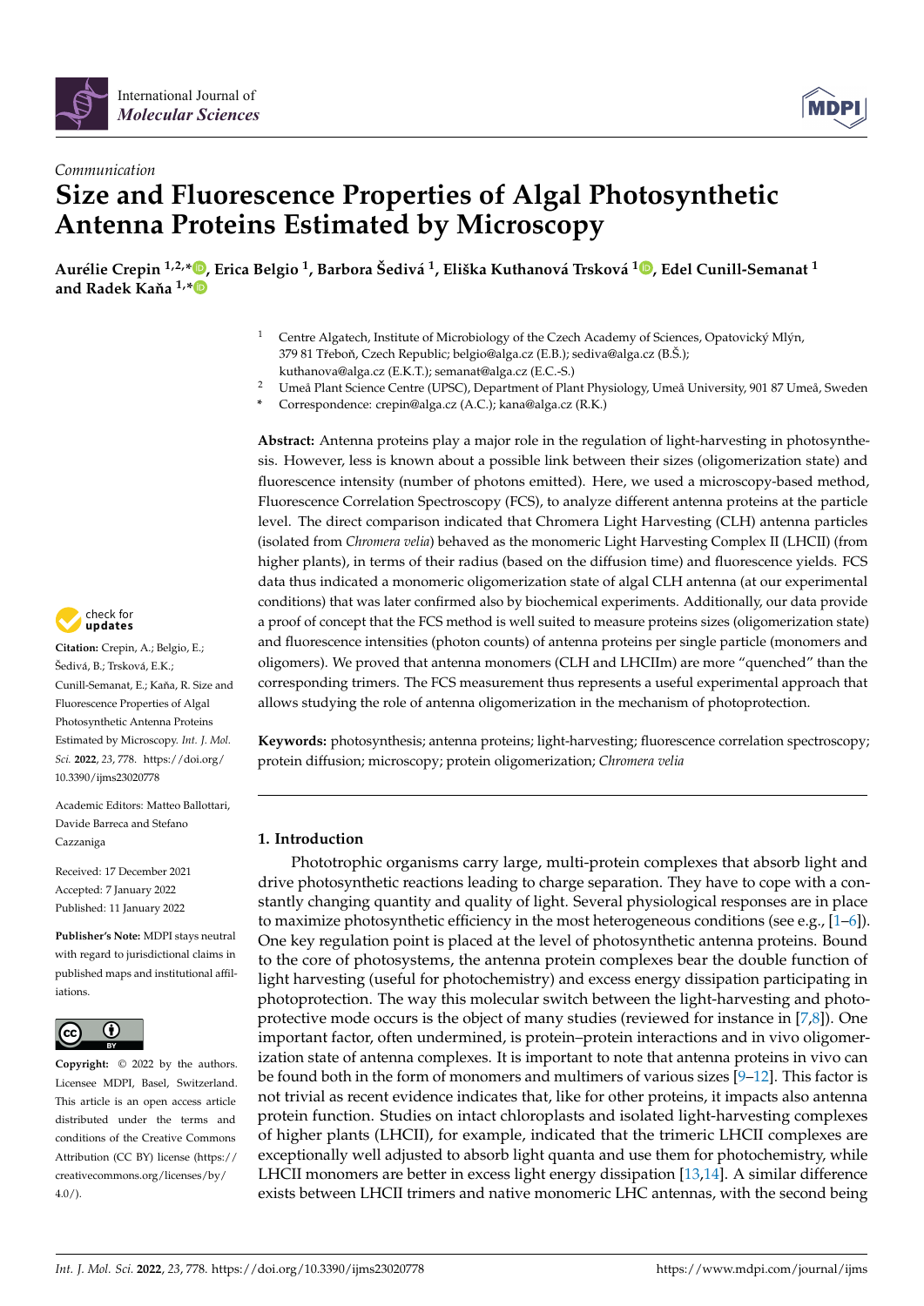*Communication*

# Size and Fluorescence Properties of Algal Photosynthetic Antenna Proteins Estimated by Microscopy

**Aurélie Crepin [1,2,*], Erica Belgio [1], Barbora Šedivá [1], Eliška Kuthanová Trsková [1], Edel Cunill-Semanat [1] and Radek Kaňa [1,*]**

[1] Centre Algatech, Institute of Microbiology of the Czech Academy of Sciences, Opatovický Mlýn, 379 81 Třeboň, Czech Republic; belgio@alga.cz (E.B.); sediva@alga.cz (B.Š.); kuthanova@alga.cz (E.K.T.); semanat@alga.cz (E.C.-S.)

[2] Umeå Plant Science Centre (UPSC), Department of Plant Physiology, Umeå University, 901 87 Umeå, Sweden

\* Correspondence: crepin@alga.cz (A.C.); kana@alga.cz (R.K.)

**Abstract:** Antenna proteins play a major role in the regulation of light-harvesting in photosynthesis. However, less is known about a possible link between their sizes (oligomerization state) and fluorescence intensity (number of photons emitted). Here, we used a microscopy-based method, Fluorescence Correlation Spectroscopy (FCS), to analyze different antenna proteins at the particle level. The direct comparison indicated that Chromera Light Harvesting (CLH) antenna particles (isolated from *Chromera velia*) behaved as the monomeric Light Harvesting Complex II (LHCII) (from higher plants), in terms of their radius (based on the diffusion time) and fluorescence yields. FCS data thus indicated a monomeric oligomerization state of algal CLH antenna (at our experimental conditions) that was later confirmed also by biochemical experiments. Additionally, our data provide a proof of concept that the FCS method is well suited to measure proteins sizes (oligomerization state) and fluorescence intensities (photon counts) of antenna proteins per single particle (monomers and oligomers). We proved that antenna monomers (CLH and LHCIIm) are more "quenched" than the corresponding trimers. The FCS measurement thus represents a useful experimental approach that allows studying the role of antenna oligomerization in the mechanism of photoprotection.

**Keywords:** photosynthesis; antenna proteins; light-harvesting; fluorescence correlation spectroscopy; protein diffusion; microscopy; protein oligomerization; *Chromera velia*

**Citation:** Crepin, A.; Belgio, E.; Šedivá, B.; Trsková, E.K.; Cunill-Semanat, E.; Kaňa, R. Size and Fluorescence Properties of Algal Photosynthetic Antenna Proteins Estimated by Microscopy. *Int. J. Mol. Sci.* **2022**, *23*, 778. https://doi.org/10.3390/ijms23020778

Academic Editors: Matteo Ballottari, Davide Barreca and Stefano Cazzaniga

Received: 17 December 2021
Accepted: 7 January 2022
Published: 11 January 2022

**Publisher's Note:** MDPI stays neutral with regard to jurisdictional claims in published maps and institutional affiliations.

**Copyright:** © 2022 by the authors. Licensee MDPI, Basel, Switzerland. This article is an open access article distributed under the terms and conditions of the Creative Commons Attribution (CC BY) license (https://creativecommons.org/licenses/by/4.0/).

## 1. Introduction

Phototrophic organisms carry large, multi-protein complexes that absorb light and drive photosynthetic reactions leading to charge separation. They have to cope with a constantly changing quantity and quality of light. Several physiological responses are in place to maximize photosynthetic efficiency in the most heterogeneous conditions (see e.g., [1–6]). One key regulation point is placed at the level of photosynthetic antenna proteins. Bound to the core of photosystems, the antenna protein complexes bear the double function of light harvesting (useful for photochemistry) and excess energy dissipation participating in photoprotection. The way this molecular switch between the light-harvesting and photoprotective mode occurs is the object of many studies (reviewed for instance in [7,8]). One important factor, often undermined, is protein–protein interactions and in vivo oligomerization state of antenna complexes. It is important to note that antenna proteins in vivo can be found both in the form of monomers and multimers of various sizes [9–12]. This factor is not trivial as recent evidence indicates that, like for other proteins, it impacts also antenna protein function. Studies on intact chloroplasts and isolated light-harvesting complexes of higher plants (LHCII), for example, indicated that the trimeric LHCII complexes are exceptionally well adjusted to absorb light quanta and use them for photochemistry, while LHCII monomers are better in excess light energy dissipation [13,14]. A similar difference exists between LHCII trimers and native monomeric LHC antennas, with the second being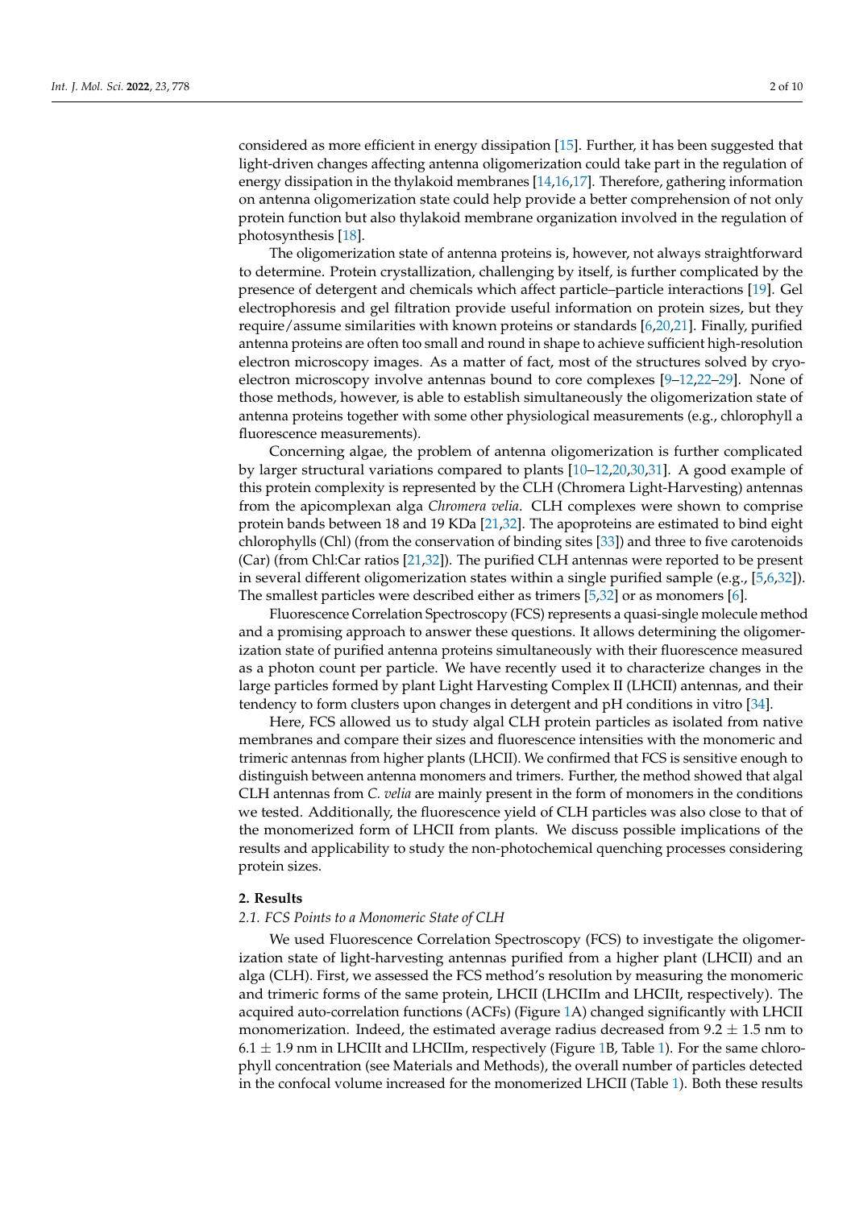considered as more efficient in energy dissipation [15]. Further, it has been suggested that light-driven changes affecting antenna oligomerization could take part in the regulation of energy dissipation in the thylakoid membranes [14,16,17]. Therefore, gathering information on antenna oligomerization state could help provide a better comprehension of not only protein function but also thylakoid membrane organization involved in the regulation of photosynthesis [18].

The oligomerization state of antenna proteins is, however, not always straightforward to determine. Protein crystallization, challenging by itself, is further complicated by the presence of detergent and chemicals which affect particle–particle interactions [19]. Gel electrophoresis and gel filtration provide useful information on protein sizes, but they require/assume similarities with known proteins or standards [6,20,21]. Finally, purified antenna proteins are often too small and round in shape to achieve sufficient high-resolution electron microscopy images. As a matter of fact, most of the structures solved by cryo-electron microscopy involve antennas bound to core complexes [9–12,22–29]. None of those methods, however, is able to establish simultaneously the oligomerization state of antenna proteins together with some other physiological measurements (e.g., chlorophyll a fluorescence measurements).

Concerning algae, the problem of antenna oligomerization is further complicated by larger structural variations compared to plants [10–12,20,30,31]. A good example of this protein complexity is represented by the CLH (Chromera Light-Harvesting) antennas from the apicomplexan alga *Chromera velia*. CLH complexes were shown to comprise protein bands between 18 and 19 KDa [21,32]. The apoproteins are estimated to bind eight chlorophylls (Chl) (from the conservation of binding sites [33]) and three to five carotenoids (Car) (from Chl:Car ratios [21,32]). The purified CLH antennas were reported to be present in several different oligomerization states within a single purified sample (e.g., [5,6,32]). The smallest particles were described either as trimers [5,32] or as monomers [6].

Fluorescence Correlation Spectroscopy (FCS) represents a quasi-single molecule method and a promising approach to answer these questions. It allows determining the oligomerization state of purified antenna proteins simultaneously with their fluorescence measured as a photon count per particle. We have recently used it to characterize changes in the large particles formed by plant Light Harvesting Complex II (LHCII) antennas, and their tendency to form clusters upon changes in detergent and pH conditions in vitro [34].

Here, FCS allowed us to study algal CLH protein particles as isolated from native membranes and compare their sizes and fluorescence intensities with the monomeric and trimeric antennas from higher plants (LHCII). We confirmed that FCS is sensitive enough to distinguish between antenna monomers and trimers. Further, the method showed that algal CLH antennas from *C. velia* are mainly present in the form of monomers in the conditions we tested. Additionally, the fluorescence yield of CLH particles was also close to that of the monomerized form of LHCII from plants. We discuss possible implications of the results and applicability to study the non-photochemical quenching processes considering protein sizes.

## 2. Results

### 2.1. FCS Points to a Monomeric State of CLH

We used Fluorescence Correlation Spectroscopy (FCS) to investigate the oligomerization state of light-harvesting antennas purified from a higher plant (LHCII) and an alga (CLH). First, we assessed the FCS method's resolution by measuring the monomeric and trimeric forms of the same protein, LHCII (LHCIIm and LHCIIt, respectively). The acquired auto-correlation functions (ACFs) (Figure 1A) changed significantly with LHCII monomerization. Indeed, the estimated average radius decreased from $9.2 \pm 1.5$ nm to $6.1 \pm 1.9$ nm in LHCIIt and LHCIIm, respectively (Figure 1B, Table 1). For the same chlorophyll concentration (see Materials and Methods), the overall number of particles detected in the confocal volume increased for the monomerized LHCII (Table 1). Both these results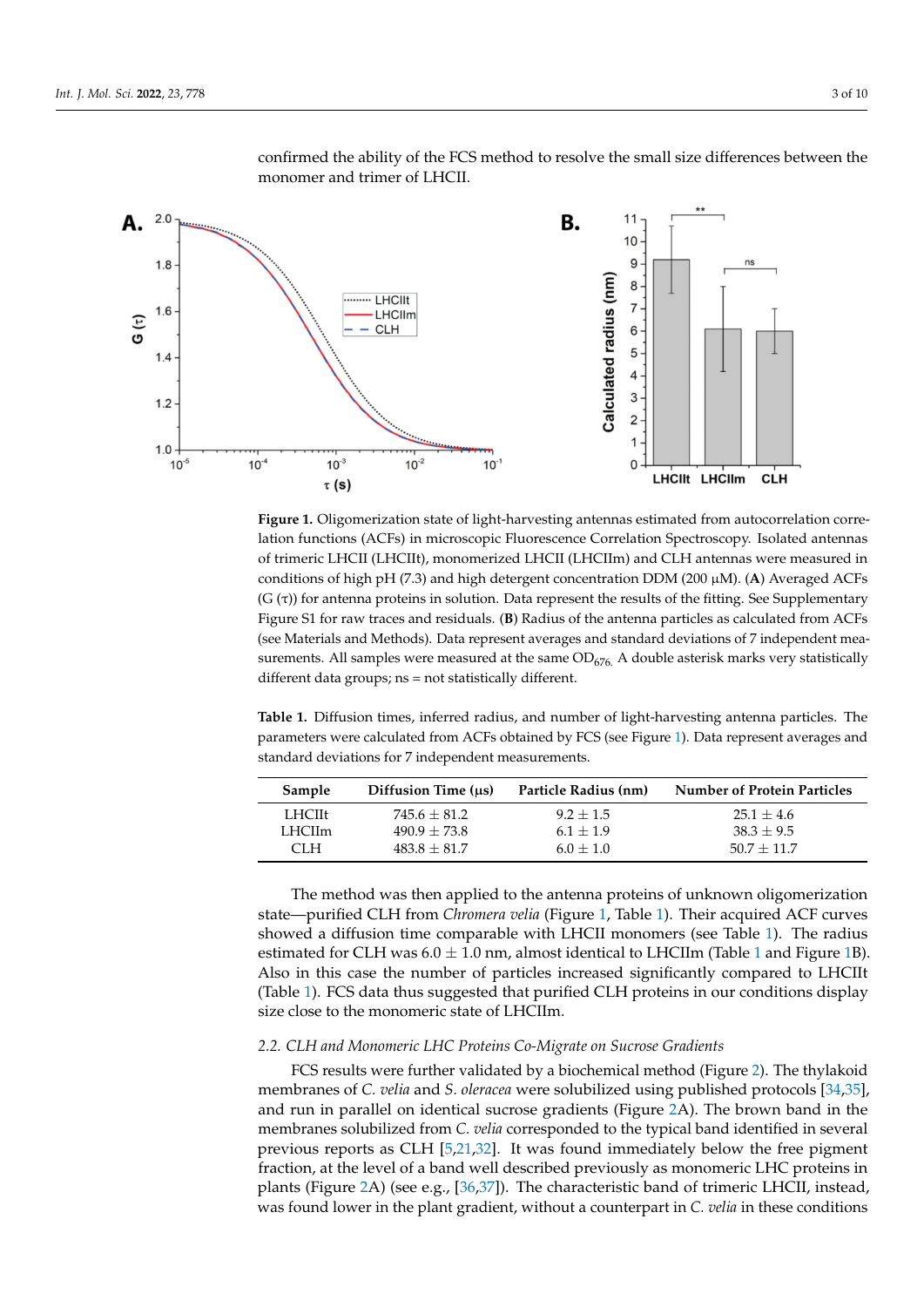confirmed the ability of the FCS method to resolve the small size differences between the monomer and trimer of LHCII.

**Figure 1.** Oligomerization state of light-harvesting antennas estimated from autocorrelation correlation functions (ACFs) in microscopic Fluorescence Correlation Spectroscopy. Isolated antennas of trimeric LHCII (LHCIIt), monomerized LHCII (LHCIIm) and CLH antennas were measured in conditions of high pH (7.3) and high detergent concentration DDM (200 µM). (**A**) Averaged ACFs (G (τ)) for antenna proteins in solution. Data represent the results of the fitting. See Supplementary Figure S1 for raw traces and residuals. (**B**) Radius of the antenna particles as calculated from ACFs (see Materials and Methods). Data represent averages and standard deviations of 7 independent measurements. All samples were measured at the same $OD_{676}$. A double asterisk marks very statistically different data groups; ns = not statistically different.

**Table 1.** Diffusion times, inferred radius, and number of light-harvesting antenna particles. The parameters were calculated from ACFs obtained by FCS (see Figure 1). Data represent averages and standard deviations for 7 independent measurements.

| Sample | Diffusion Time (µs) | Particle Radius (nm) | Number of Protein Particles |
|---|---|---|---|
| LHCIIt | 745.6 ± 81.2 | 9.2 ± 1.5 | 25.1 ± 4.6 |
| LHCIIm | 490.9 ± 73.8 | 6.1 ± 1.9 | 38.3 ± 9.5 |
| CLH | 483.8 ± 81.7 | 6.0 ± 1.0 | 50.7 ± 11.7 |

The method was then applied to the antenna proteins of unknown oligomerization state—purified CLH from *Chromera velia* (Figure 1, Table 1). Their acquired ACF curves showed a diffusion time comparable with LHCII monomers (see Table 1). The radius estimated for CLH was 6.0 ± 1.0 nm, almost identical to LHCIIm (Table 1 and Figure 1B). Also in this case the number of particles increased significantly compared to LHCIIt (Table 1). FCS data thus suggested that purified CLH proteins in our conditions display size close to the monomeric state of LHCIIm.

### 2.2. CLH and Monomeric LHC Proteins Co-Migrate on Sucrose Gradients

FCS results were further validated by a biochemical method (Figure 2). The thylakoid membranes of *C. velia* and *S. oleracea* were solubilized using published protocols [34,35], and run in parallel on identical sucrose gradients (Figure 2A). The brown band in the membranes solubilized from *C. velia* corresponded to the typical band identified in several previous reports as CLH [5,21,32]. It was found immediately below the free pigment fraction, at the level of a band well described previously as monomeric LHC proteins in plants (Figure 2A) (see e.g., [36,37]). The characteristic band of trimeric LHCII, instead, was found lower in the plant gradient, without a counterpart in *C. velia* in these conditions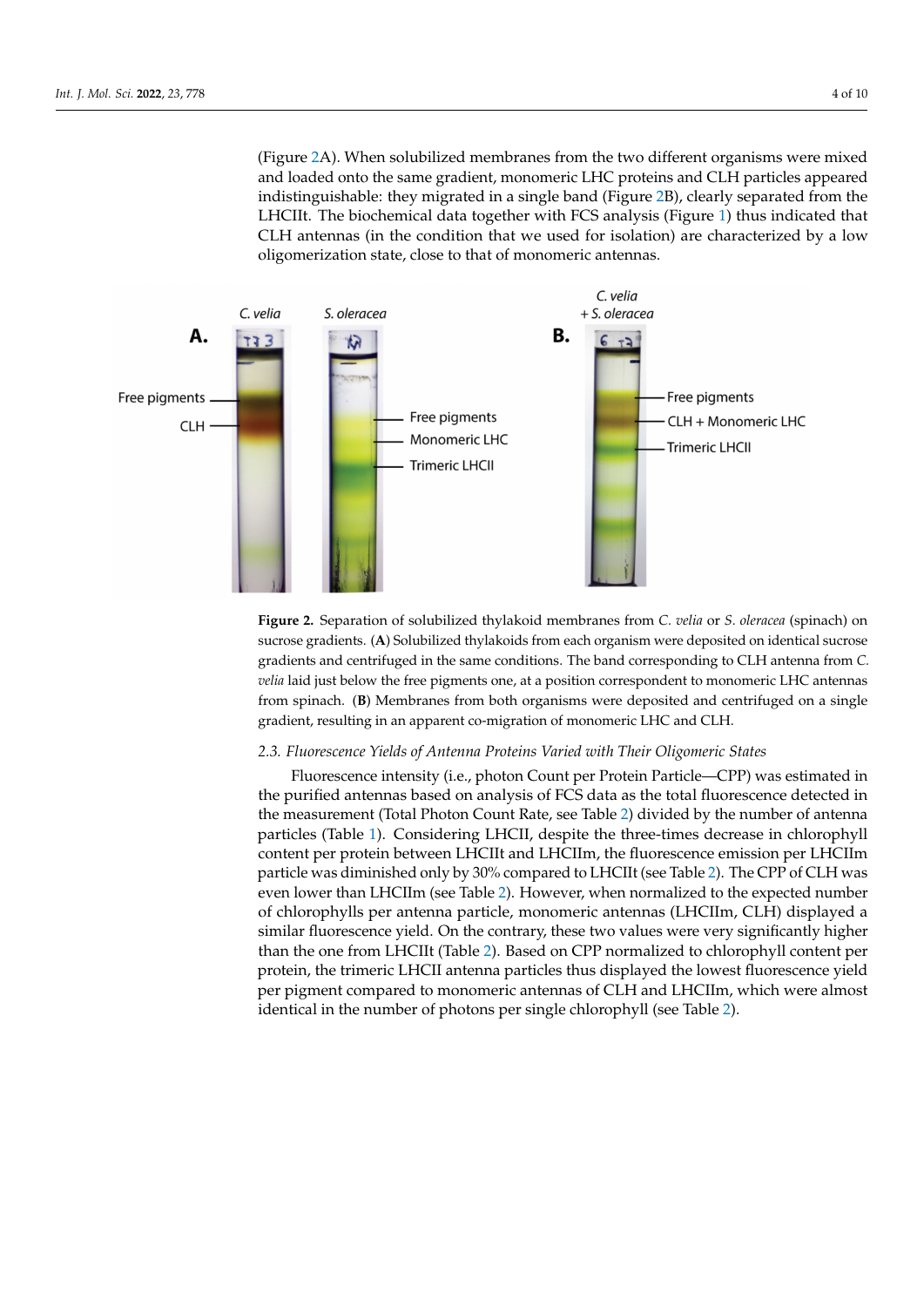(Figure 2A). When solubilized membranes from the two different organisms were mixed and loaded onto the same gradient, monomeric LHC proteins and CLH particles appeared indistinguishable: they migrated in a single band (Figure 2B), clearly separated from the LHCIIt. The biochemical data together with FCS analysis (Figure 1) thus indicated that CLH antennas (in the condition that we used for isolation) are characterized by a low oligomerization state, close to that of monomeric antennas.

**Figure 2.** Separation of solubilized thylakoid membranes from *C. velia* or *S. oleracea* (spinach) on sucrose gradients. (**A**) Solubilized thylakoids from each organism were deposited on identical sucrose gradients and centrifuged in the same conditions. The band corresponding to CLH antenna from *C. velia* laid just below the free pigments one, at a position correspondent to monomeric LHC antennas from spinach. (**B**) Membranes from both organisms were deposited and centrifuged on a single gradient, resulting in an apparent co-migration of monomeric LHC and CLH.

### 2.3. Fluorescence Yields of Antenna Proteins Varied with Their Oligomeric States

Fluorescence intensity (i.e., photon Count per Protein Particle—CPP) was estimated in the purified antennas based on analysis of FCS data as the total fluorescence detected in the measurement (Total Photon Count Rate, see Table 2) divided by the number of antenna particles (Table 1). Considering LHCII, despite the three-times decrease in chlorophyll content per protein between LHCIIt and LHCIIm, the fluorescence emission per LHCIIm particle was diminished only by 30% compared to LHCIIt (see Table 2). The CPP of CLH was even lower than LHCIIm (see Table 2). However, when normalized to the expected number of chlorophylls per antenna particle, monomeric antennas (LHCIIm, CLH) displayed a similar fluorescence yield. On the contrary, these two values were very significantly higher than the one from LHCIIt (Table 2). Based on CPP normalized to chlorophyll content per protein, the trimeric LHCII antenna particles thus displayed the lowest fluorescence yield per pigment compared to monomeric antennas of CLH and LHCIIm, which were almost identical in the number of photons per single chlorophyll (see Table 2).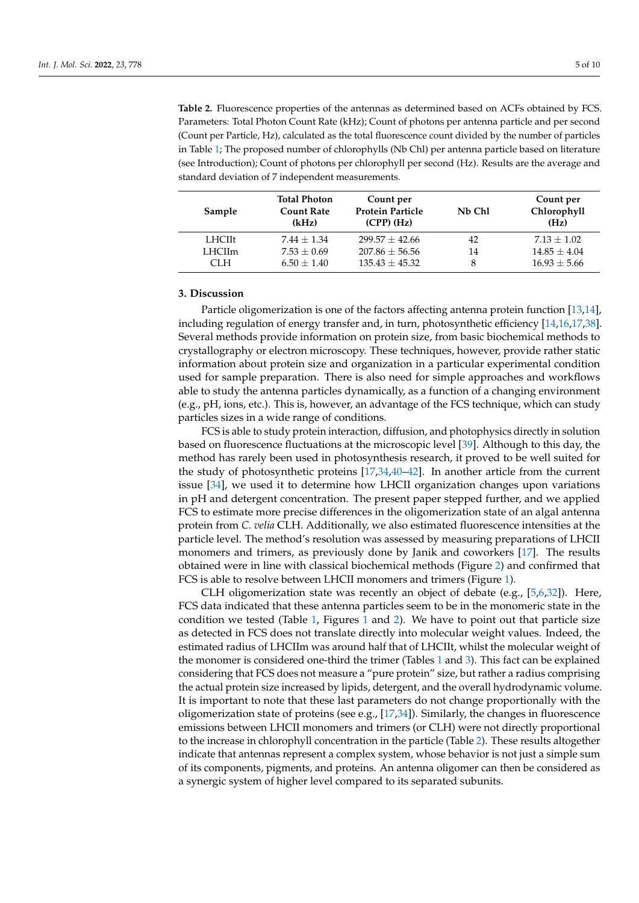**Table 2.** Fluorescence properties of the antennas as determined based on ACFs obtained by FCS. Parameters: Total Photon Count Rate (kHz); Count of photons per antenna particle and per second (Count per Particle, Hz), calculated as the total fluorescence count divided by the number of particles in Table 1; The proposed number of chlorophylls (Nb Chl) per antenna particle based on literature (see Introduction); Count of photons per chlorophyll per second (Hz). Results are the average and standard deviation of 7 independent measurements.

| Sample | Total Photon Count Rate (kHz) | Count per Protein Particle (CPP) (Hz) | Nb Chl | Count per Chlorophyll (Hz) |
|---|---|---|---|---|
| LHCIIt | 7.44 ± 1.34 | 299.57 ± 42.66 | 42 | 7.13 ± 1.02 |
| LHCIIm | 7.53 ± 0.69 | 207.86 ± 56.56 | 14 | 14.85 ± 4.04 |
| CLH | 6.50 ± 1.40 | 135.43 ± 45.32 | 8 | 16.93 ± 5.66 |

## 3. Discussion

Particle oligomerization is one of the factors affecting antenna protein function [13,14], including regulation of energy transfer and, in turn, photosynthetic efficiency [14,16,17,38]. Several methods provide information on protein size, from basic biochemical methods to crystallography or electron microscopy. These techniques, however, provide rather static information about protein size and organization in a particular experimental condition used for sample preparation. There is also need for simple approaches and workflows able to study the antenna particles dynamically, as a function of a changing environment (e.g., pH, ions, etc.). This is, however, an advantage of the FCS technique, which can study particles sizes in a wide range of conditions.

FCS is able to study protein interaction, diffusion, and photophysics directly in solution based on fluorescence fluctuations at the microscopic level [39]. Although to this day, the method has rarely been used in photosynthesis research, it proved to be well suited for the study of photosynthetic proteins [17,34,40–42]. In another article from the current issue [34], we used it to determine how LHCII organization changes upon variations in pH and detergent concentration. The present paper stepped further, and we applied FCS to estimate more precise differences in the oligomerization state of an algal antenna protein from *C. velia* CLH. Additionally, we also estimated fluorescence intensities at the particle level. The method's resolution was assessed by measuring preparations of LHCII monomers and trimers, as previously done by Janik and coworkers [17]. The results obtained were in line with classical biochemical methods (Figure 2) and confirmed that FCS is able to resolve between LHCII monomers and trimers (Figure 1).

CLH oligomerization state was recently an object of debate (e.g., [5,6,32]). Here, FCS data indicated that these antenna particles seem to be in the monomeric state in the condition we tested (Table 1, Figures 1 and 2). We have to point out that particle size as detected in FCS does not translate directly into molecular weight values. Indeed, the estimated radius of LHCIIm was around half that of LHCIIt, whilst the molecular weight of the monomer is considered one-third the trimer (Tables 1 and 3). This fact can be explained considering that FCS does not measure a "pure protein" size, but rather a radius comprising the actual protein size increased by lipids, detergent, and the overall hydrodynamic volume. It is important to note that these last parameters do not change proportionally with the oligomerization state of proteins (see e.g., [17,34]). Similarly, the changes in fluorescence emissions between LHCII monomers and trimers (or CLH) were not directly proportional to the increase in chlorophyll concentration in the particle (Table 2). These results altogether indicate that antennas represent a complex system, whose behavior is not just a simple sum of its components, pigments, and proteins. An antenna oligomer can then be considered as a synergic system of higher level compared to its separated subunits.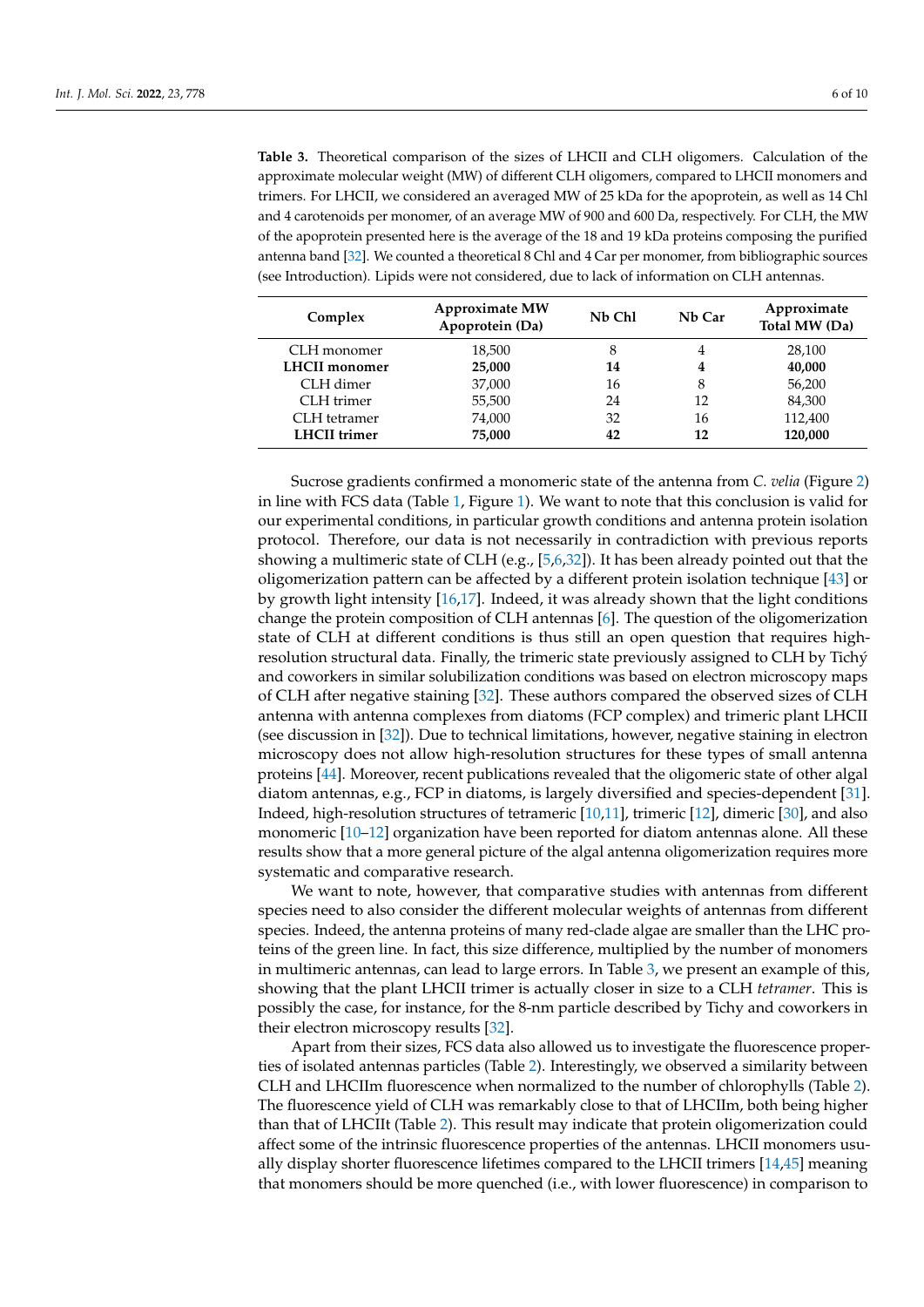**Table 3.** Theoretical comparison of the sizes of LHCII and CLH oligomers. Calculation of the approximate molecular weight (MW) of different CLH oligomers, compared to LHCII monomers and trimers. For LHCII, we considered an averaged MW of 25 kDa for the apoprotein, as well as 14 Chl and 4 carotenoids per monomer, of an average MW of 900 and 600 Da, respectively. For CLH, the MW of the apoprotein presented here is the average of the 18 and 19 kDa proteins composing the purified antenna band [32]. We counted a theoretical 8 Chl and 4 Car per monomer, from bibliographic sources (see Introduction). Lipids were not considered, due to lack of information on CLH antennas.

| Complex | Approximate MW Apoprotein (Da) | Nb Chl | Nb Car | Approximate Total MW (Da) |
|---|---|---|---|---|
| CLH monomer | 18,500 | 8 | 4 | 28,100 |
| **LHCII monomer** | **25,000** | **14** | **4** | **40,000** |
| CLH dimer | 37,000 | 16 | 8 | 56,200 |
| CLH trimer | 55,500 | 24 | 12 | 84,300 |
| CLH tetramer | 74,000 | 32 | 16 | 112,400 |
| **LHCII trimer** | **75,000** | **42** | **12** | **120,000** |

Sucrose gradients confirmed a monomeric state of the antenna from *C. velia* (Figure 2) in line with FCS data (Table 1, Figure 1). We want to note that this conclusion is valid for our experimental conditions, in particular growth conditions and antenna protein isolation protocol. Therefore, our data is not necessarily in contradiction with previous reports showing a multimeric state of CLH (e.g., [5,6,32]). It has been already pointed out that the oligomerization pattern can be affected by a different protein isolation technique [43] or by growth light intensity [16,17]. Indeed, it was already shown that the light conditions change the protein composition of CLH antennas [6]. The question of the oligomerization state of CLH at different conditions is thus still an open question that requires high-resolution structural data. Finally, the trimeric state previously assigned to CLH by Tichý and coworkers in similar solubilization conditions was based on electron microscopy maps of CLH after negative staining [32]. These authors compared the observed sizes of CLH antenna with antenna complexes from diatoms (FCP complex) and trimeric plant LHCII (see discussion in [32]). Due to technical limitations, however, negative staining in electron microscopy does not allow high-resolution structures for these types of small antenna proteins [44]. Moreover, recent publications revealed that the oligomeric state of other algal diatom antennas, e.g., FCP in diatoms, is largely diversified and species-dependent [31]. Indeed, high-resolution structures of tetrameric [10,11], trimeric [12], dimeric [30], and also monomeric [10–12] organization have been reported for diatom antennas alone. All these results show that a more general picture of the algal antenna oligomerization requires more systematic and comparative research.

We want to note, however, that comparative studies with antennas from different species need to also consider the different molecular weights of antennas from different species. Indeed, the antenna proteins of many red-clade algae are smaller than the LHC proteins of the green line. In fact, this size difference, multiplied by the number of monomers in multimeric antennas, can lead to large errors. In Table 3, we present an example of this, showing that the plant LHCII trimer is actually closer in size to a CLH *tetramer*. This is possibly the case, for instance, for the 8-nm particle described by Tichy and coworkers in their electron microscopy results [32].

Apart from their sizes, FCS data also allowed us to investigate the fluorescence properties of isolated antennas particles (Table 2). Interestingly, we observed a similarity between CLH and LHCIIm fluorescence when normalized to the number of chlorophylls (Table 2). The fluorescence yield of CLH was remarkably close to that of LHCIIm, both being higher than that of LHCIIt (Table 2). This result may indicate that protein oligomerization could affect some of the intrinsic fluorescence properties of the antennas. LHCII monomers usually display shorter fluorescence lifetimes compared to the LHCII trimers [14,45] meaning that monomers should be more quenched (i.e., with lower fluorescence) in comparison to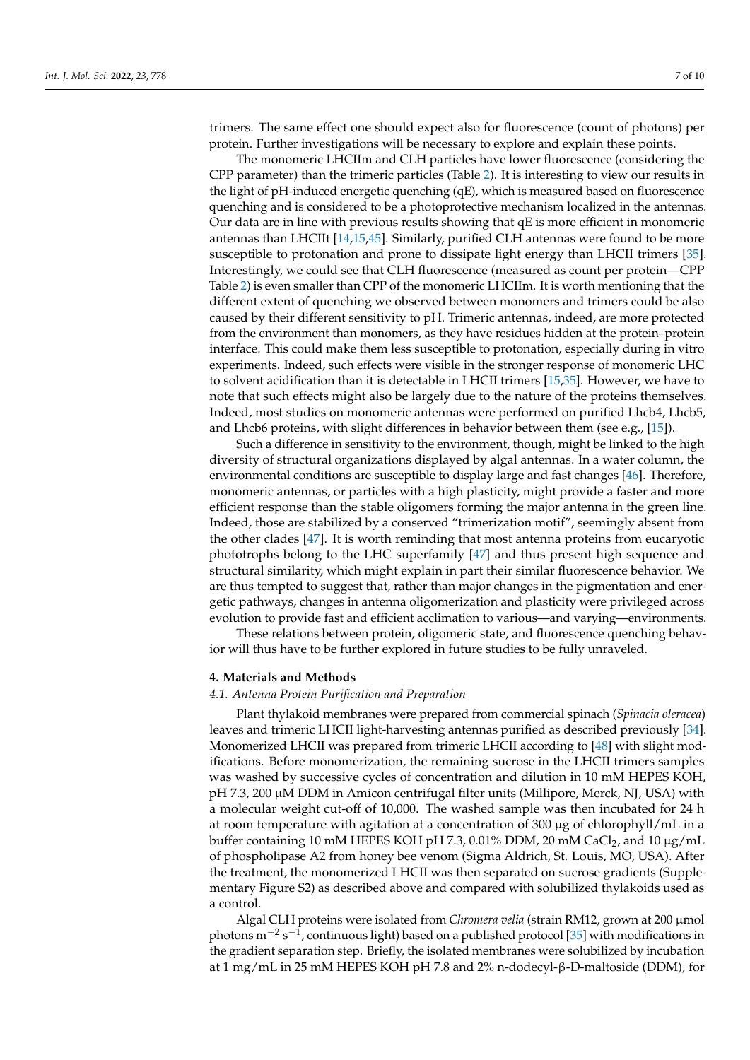trimers. The same effect one should expect also for fluorescence (count of photons) per protein. Further investigations will be necessary to explore and explain these points.

The monomeric LHCIIm and CLH particles have lower fluorescence (considering the CPP parameter) than the trimeric particles (Table 2). It is interesting to view our results in the light of pH-induced energetic quenching (qE), which is measured based on fluorescence quenching and is considered to be a photoprotective mechanism localized in the antennas. Our data are in line with previous results showing that qE is more efficient in monomeric antennas than LHCIIt [14,15,45]. Similarly, purified CLH antennas were found to be more susceptible to protonation and prone to dissipate light energy than LHCII trimers [35]. Interestingly, we could see that CLH fluorescence (measured as count per protein—CPP Table 2) is even smaller than CPP of the monomeric LHCIIm. It is worth mentioning that the different extent of quenching we observed between monomers and trimers could be also caused by their different sensitivity to pH. Trimeric antennas, indeed, are more protected from the environment than monomers, as they have residues hidden at the protein–protein interface. This could make them less susceptible to protonation, especially during in vitro experiments. Indeed, such effects were visible in the stronger response of monomeric LHC to solvent acidification than it is detectable in LHCII trimers [15,35]. However, we have to note that such effects might also be largely due to the nature of the proteins themselves. Indeed, most studies on monomeric antennas were performed on purified Lhcb4, Lhcb5, and Lhcb6 proteins, with slight differences in behavior between them (see e.g., [15]).

Such a difference in sensitivity to the environment, though, might be linked to the high diversity of structural organizations displayed by algal antennas. In a water column, the environmental conditions are susceptible to display large and fast changes [46]. Therefore, monomeric antennas, or particles with a high plasticity, might provide a faster and more efficient response than the stable oligomers forming the major antenna in the green line. Indeed, those are stabilized by a conserved "trimerization motif", seemingly absent from the other clades [47]. It is worth reminding that most antenna proteins from eucaryotic phototrophs belong to the LHC superfamily [47] and thus present high sequence and structural similarity, which might explain in part their similar fluorescence behavior. We are thus tempted to suggest that, rather than major changes in the pigmentation and energetic pathways, changes in antenna oligomerization and plasticity were privileged across evolution to provide fast and efficient acclimation to various—and varying—environments.

These relations between protein, oligomeric state, and fluorescence quenching behavior will thus have to be further explored in future studies to be fully unraveled.

## 4. Materials and Methods

### *4.1. Antenna Protein Purification and Preparation*

Plant thylakoid membranes were prepared from commercial spinach (*Spinacia oleracea*) leaves and trimeric LHCII light-harvesting antennas purified as described previously [34]. Monomerized LHCII was prepared from trimeric LHCII according to [48] with slight modifications. Before monomerization, the remaining sucrose in the LHCII trimers samples was washed by successive cycles of concentration and dilution in 10 mM HEPES KOH, pH 7.3, 200 μM DDM in Amicon centrifugal filter units (Millipore, Merck, NJ, USA) with a molecular weight cut-off of 10,000. The washed sample was then incubated for 24 h at room temperature with agitation at a concentration of 300 μg of chlorophyll/mL in a buffer containing 10 mM HEPES KOH pH 7.3, 0.01% DDM, 20 mM $CaCl_2$, and 10 μg/mL of phospholipase A2 from honey bee venom (Sigma Aldrich, St. Louis, MO, USA). After the treatment, the monomerized LHCII was then separated on sucrose gradients (Supplementary Figure S2) as described above and compared with solubilized thylakoids used as a control.

Algal CLH proteins were isolated from *Chromera velia* (strain RM12, grown at 200 μmol photons $m^{-2}$ $s^{-1}$, continuous light) based on a published protocol [35] with modifications in the gradient separation step. Briefly, the isolated membranes were solubilized by incubation at 1 mg/mL in 25 mM HEPES KOH pH 7.8 and 2% n-dodecyl-β-D-maltoside (DDM), for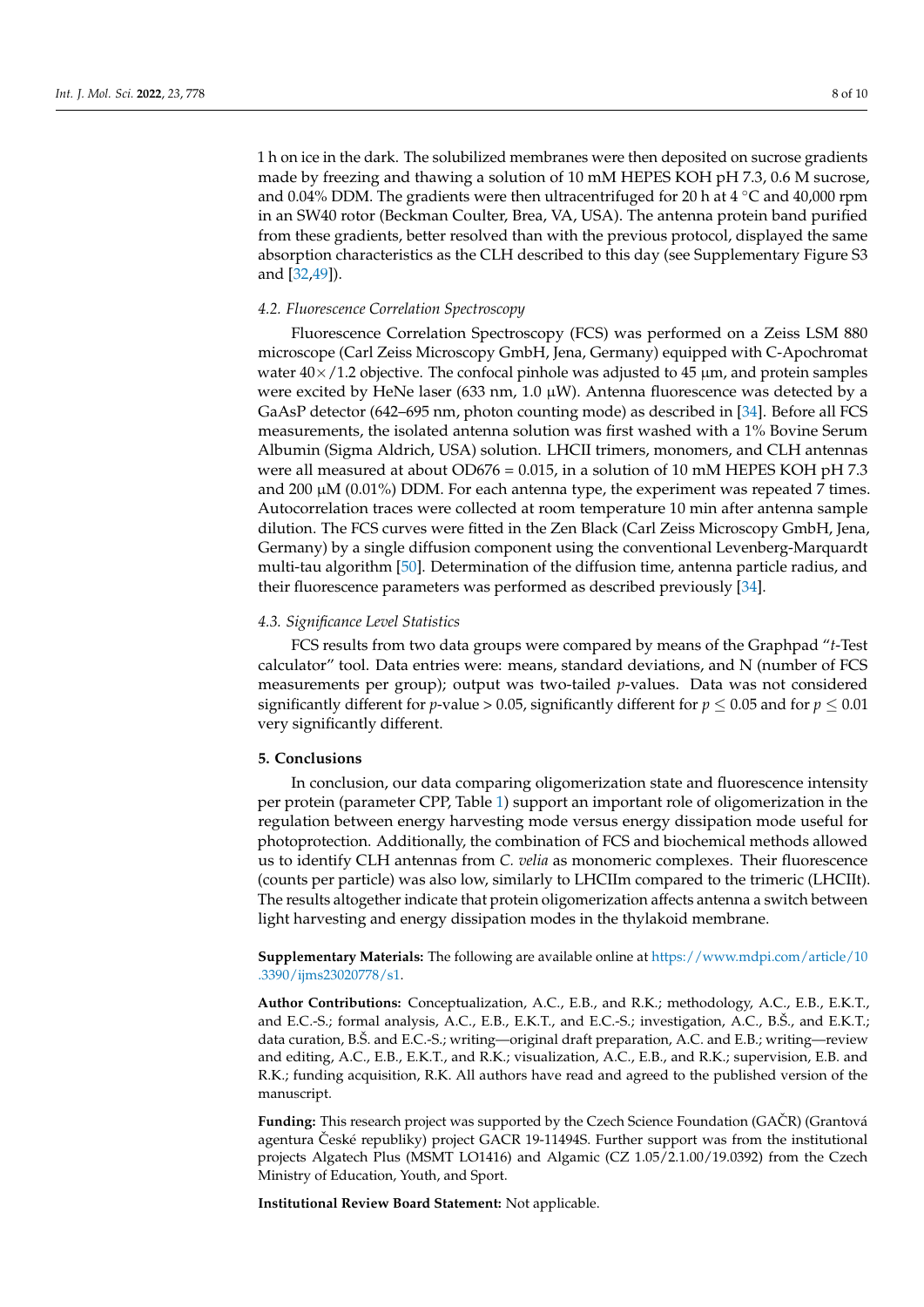1 h on ice in the dark. The solubilized membranes were then deposited on sucrose gradients made by freezing and thawing a solution of 10 mM HEPES KOH pH 7.3, 0.6 M sucrose, and 0.04% DDM. The gradients were then ultracentrifuged for 20 h at 4 °C and 40,000 rpm in an SW40 rotor (Beckman Coulter, Brea, VA, USA). The antenna protein band purified from these gradients, better resolved than with the previous protocol, displayed the same absorption characteristics as the CLH described to this day (see Supplementary Figure S3 and [32,49]).

### 4.2. Fluorescence Correlation Spectroscopy

Fluorescence Correlation Spectroscopy (FCS) was performed on a Zeiss LSM 880 microscope (Carl Zeiss Microscopy GmbH, Jena, Germany) equipped with C-Apochromat water 40×/1.2 objective. The confocal pinhole was adjusted to 45 µm, and protein samples were excited by HeNe laser (633 nm, 1.0 µW). Antenna fluorescence was detected by a GaAsP detector (642–695 nm, photon counting mode) as described in [34]. Before all FCS measurements, the isolated antenna solution was first washed with a 1% Bovine Serum Albumin (Sigma Aldrich, USA) solution. LHCII trimers, monomers, and CLH antennas were all measured at about $OD_{676}$ = 0.015, in a solution of 10 mM HEPES KOH pH 7.3 and 200 µM (0.01%) DDM. For each antenna type, the experiment was repeated 7 times. Autocorrelation traces were collected at room temperature 10 min after antenna sample dilution. The FCS curves were fitted in the Zen Black (Carl Zeiss Microscopy GmbH, Jena, Germany) by a single diffusion component using the conventional Levenberg-Marquardt multi-tau algorithm [50]. Determination of the diffusion time, antenna particle radius, and their fluorescence parameters was performed as described previously [34].

### 4.3. Significance Level Statistics

FCS results from two data groups were compared by means of the Graphpad "*t*-Test calculator" tool. Data entries were: means, standard deviations, and N (number of FCS measurements per group); output was two-tailed *p*-values. Data was not considered significantly different for $p$-value > 0.05, significantly different for $p \leq 0.05$ and for $p \leq 0.01$ very significantly different.

## 5. Conclusions

In conclusion, our data comparing oligomerization state and fluorescence intensity per protein (parameter CPP, Table 1) support an important role of oligomerization in the regulation between energy harvesting mode versus energy dissipation mode useful for photoprotection. Additionally, the combination of FCS and biochemical methods allowed us to identify CLH antennas from *C. velia* as monomeric complexes. Their fluorescence (counts per particle) was also low, similarly to LHCIIm compared to the trimeric (LHCIIt). The results altogether indicate that protein oligomerization affects antenna a switch between light harvesting and energy dissipation modes in the thylakoid membrane.

**Supplementary Materials:** The following are available online at https://www.mdpi.com/article/10.3390/ijms23020778/s1.

**Author Contributions:** Conceptualization, A.C., E.B., and R.K.; methodology, A.C., E.B., E.K.T., and E.C.-S.; formal analysis, A.C., E.B., E.K.T., and E.C.-S.; investigation, A.C., B.Š. and E.K.T.; data curation, B.Š. and E.C.-S.; writing—original draft preparation, A.C. and E.B.; writing—review and editing, A.C., E.B., E.K.T., and R.K.; visualization, A.C., E.B., and R.K.; supervision, E.B. and R.K.; funding acquisition, R.K. All authors have read and agreed to the published version of the manuscript.

**Funding:** This research project was supported by the Czech Science Foundation (GAČR) (Grantová agentura České republiky) project GACR 19-11494S. Further support was from the institutional projects Algatech Plus (MSMT LO1416) and Algamic (CZ 1.05/2.1.00/19.0392) from the Czech Ministry of Education, Youth, and Sport.

**Institutional Review Board Statement:** Not applicable.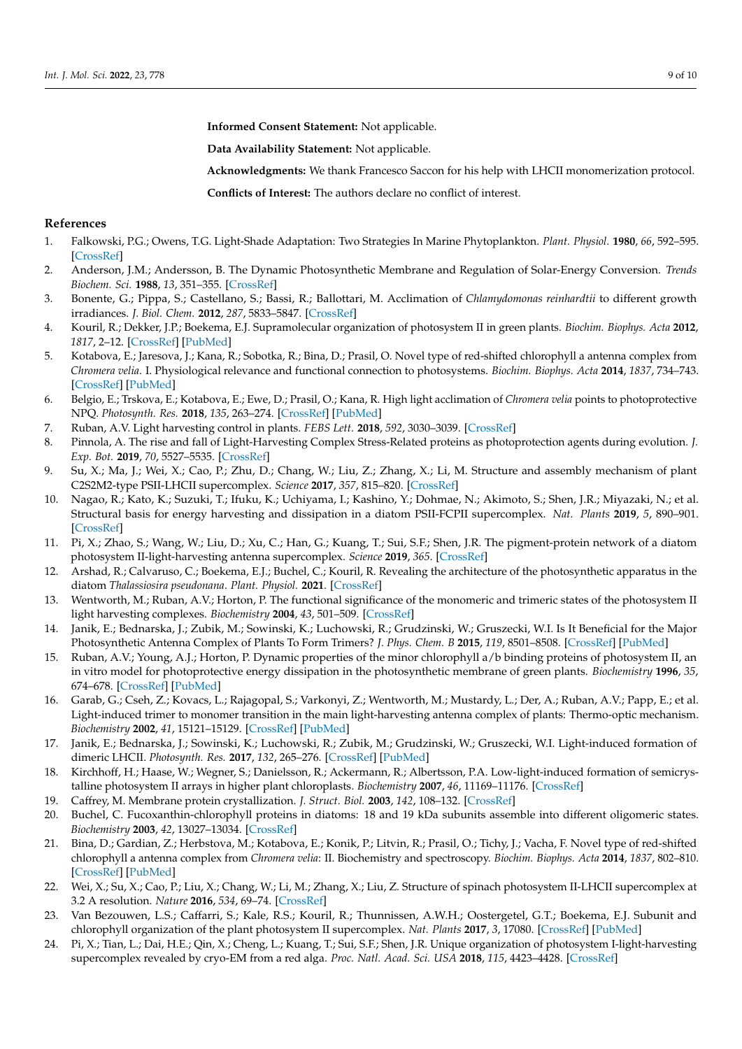**Informed Consent Statement:** Not applicable.

**Data Availability Statement:** Not applicable.

**Acknowledgments:** We thank Francesco Saccon for his help with LHCII monomerization protocol.

**Conflicts of Interest:** The authors declare no conflict of interest.

## References

1. Falkowski, P.G.; Owens, T.G. Light-Shade Adaptation: Two Strategies In Marine Phytoplankton. *Plant. Physiol.* **1980**, *66*, 592–595. [CrossRef]
2. Anderson, J.M.; Andersson, B. The Dynamic Photosynthetic Membrane and Regulation of Solar-Energy Conversion. *Trends Biochem. Sci.* **1988**, *13*, 351–355. [CrossRef]
3. Bonente, G.; Pippa, S.; Castellano, S.; Bassi, R.; Ballottari, M. Acclimation of *Chlamydomonas reinhardtii* to different growth irradiances. *J. Biol. Chem.* **2012**, *287*, 5833–5847. [CrossRef]
4. Kouril, R.; Dekker, J.P.; Boekema, E.J. Supramolecular organization of photosystem II in green plants. *Biochim. Biophys. Acta* **2012**, *1817*, 2–12. [CrossRef] [PubMed]
5. Kotabova, E.; Jaresova, J.; Kana, R.; Sobotka, R.; Bina, D.; Prasil, O. Novel type of red-shifted chlorophyll a antenna complex from *Chromera velia*. I. Physiological relevance and functional connection to photosystems. *Biochim. Biophys. Acta* **2014**, *1837*, 734–743. [CrossRef] [PubMed]
6. Belgio, E.; Trskova, E.; Kotabova, E.; Ewe, D.; Prasil, O.; Kana, R. High light acclimation of *Chromera velia* points to photoprotective NPQ. *Photosynth. Res.* **2018**, *135*, 263–274. [CrossRef] [PubMed]
7. Ruban, A.V. Light harvesting control in plants. *FEBS Lett.* **2018**, *592*, 3030–3039. [CrossRef]
8. Pinnola, A. The rise and fall of Light-Harvesting Complex Stress-Related proteins as photoprotection agents during evolution. *J. Exp. Bot.* **2019**, *70*, 5527–5535. [CrossRef]
9. Su, X.; Ma, J.; Wei, X.; Cao, P.; Zhu, D.; Chang, W.; Liu, Z.; Zhang, X.; Li, M. Structure and assembly mechanism of plant C2S2M2-type PSII-LHCII supercomplex. *Science* **2017**, *357*, 815–820. [CrossRef]
10. Nagao, R.; Kato, K.; Suzuki, T.; Ifuku, K.; Uchiyama, I.; Kashino, Y.; Dohmae, N.; Akimoto, S.; Shen, J.R.; Miyazaki, N.; et al. Structural basis for energy harvesting and dissipation in a diatom PSII-FCPII supercomplex. *Nat. Plants* **2019**, *5*, 890–901. [CrossRef]
11. Pi, X.; Zhao, S.; Wang, W.; Liu, D.; Xu, C.; Han, G.; Kuang, T.; Sui, S.F.; Shen, J.R. The pigment-protein network of a diatom photosystem II-light-harvesting antenna supercomplex. *Science* **2019**, *365*. [CrossRef]
12. Arshad, R.; Calvaruso, C.; Boekema, E.J.; Buchel, C.; Kouril, R. Revealing the architecture of the photosynthetic apparatus in the diatom *Thalassiosira pseudonana*. *Plant. Physiol.* **2021**. [CrossRef]
13. Wentworth, M.; Ruban, A.V.; Horton, P. The functional significance of the monomeric and trimeric states of the photosystem II light harvesting complexes. *Biochemistry* **2004**, *43*, 501–509. [CrossRef]
14. Janik, E.; Bednarska, J.; Zubik, M.; Sowinski, K.; Luchowski, R.; Grudzinski, W.; Gruszecki, W.I. Is It Beneficial for the Major Photosynthetic Antenna Complex of Plants To Form Trimers? *J. Phys. Chem. B* **2015**, *119*, 8501–8508. [CrossRef] [PubMed]
15. Ruban, A.V.; Young, A.J.; Horton, P. Dynamic properties of the minor chlorophyll a/b binding proteins of photosystem II, an in vitro model for photoprotective energy dissipation in the photosynthetic membrane of green plants. *Biochemistry* **1996**, *35*, 674–678. [CrossRef] [PubMed]
16. Garab, G.; Cseh, Z.; Kovacs, L.; Rajagopal, S.; Varkonyi, Z.; Wentworth, M.; Mustardy, L.; Der, A.; Ruban, A.V.; Papp, E.; et al. Light-induced trimer to monomer transition in the main light-harvesting antenna complex of plants: Thermo-optic mechanism. *Biochemistry* **2002**, *41*, 15121–15129. [CrossRef] [PubMed]
17. Janik, E.; Bednarska, J.; Sowinski, K.; Luchowski, R.; Zubik, M.; Grudzinski, W.; Gruszecki, W.I. Light-induced formation of dimeric LHCII. *Photosynth. Res.* **2017**, *132*, 265–276. [CrossRef] [PubMed]
18. Kirchhoff, H.; Haase, W.; Wegner, S.; Danielsson, R.; Ackermann, R.; Albertsson, P.A. Low-light-induced formation of semicrystalline photosystem II arrays in higher plant chloroplasts. *Biochemistry* **2007**, *46*, 11169–11176. [CrossRef]
19. Caffrey, M. Membrane protein crystallization. *J. Struct. Biol.* **2003**, *142*, 108–132. [CrossRef]
20. Buchel, C. Fucoxanthin-chlorophyll proteins in diatoms: 18 and 19 kDa subunits assemble into different oligomeric states. *Biochemistry* **2003**, *42*, 13027–13034. [CrossRef]
21. Bina, D.; Gardian, Z.; Herbstova, M.; Kotabova, E.; Konik, P.; Litvin, R.; Prasil, O.; Tichy, J.; Vacha, F. Novel type of red-shifted chlorophyll a antenna complex from *Chromera velia*: II. Biochemistry and spectroscopy. *Biochim. Biophys. Acta* **2014**, *1837*, 802–810. [CrossRef] [PubMed]
22. Wei, X.; Su, X.; Cao, P.; Liu, X.; Chang, W.; Li, M.; Zhang, X.; Liu, Z. Structure of spinach photosystem II-LHCII supercomplex at 3.2 A resolution. *Nature* **2016**, *534*, 69–74. [CrossRef]
23. Van Bezouwen, L.S.; Caffarri, S.; Kale, R.S.; Kouril, R.; Thunnissen, A.W.H.; Oostergetel, G.T.; Boekema, E.J. Subunit and chlorophyll organization of the plant photosystem II supercomplex. *Nat. Plants* **2017**, *3*, 17080. [CrossRef] [PubMed]
24. Pi, X.; Tian, L.; Dai, H.E.; Qin, X.; Cheng, L.; Kuang, T.; Sui, S.F.; Shen, J.R. Unique organization of photosystem I-light-harvesting supercomplex revealed by cryo-EM from a red alga. *Proc. Natl. Acad. Sci. USA* **2018**, *115*, 4423–4428. [CrossRef]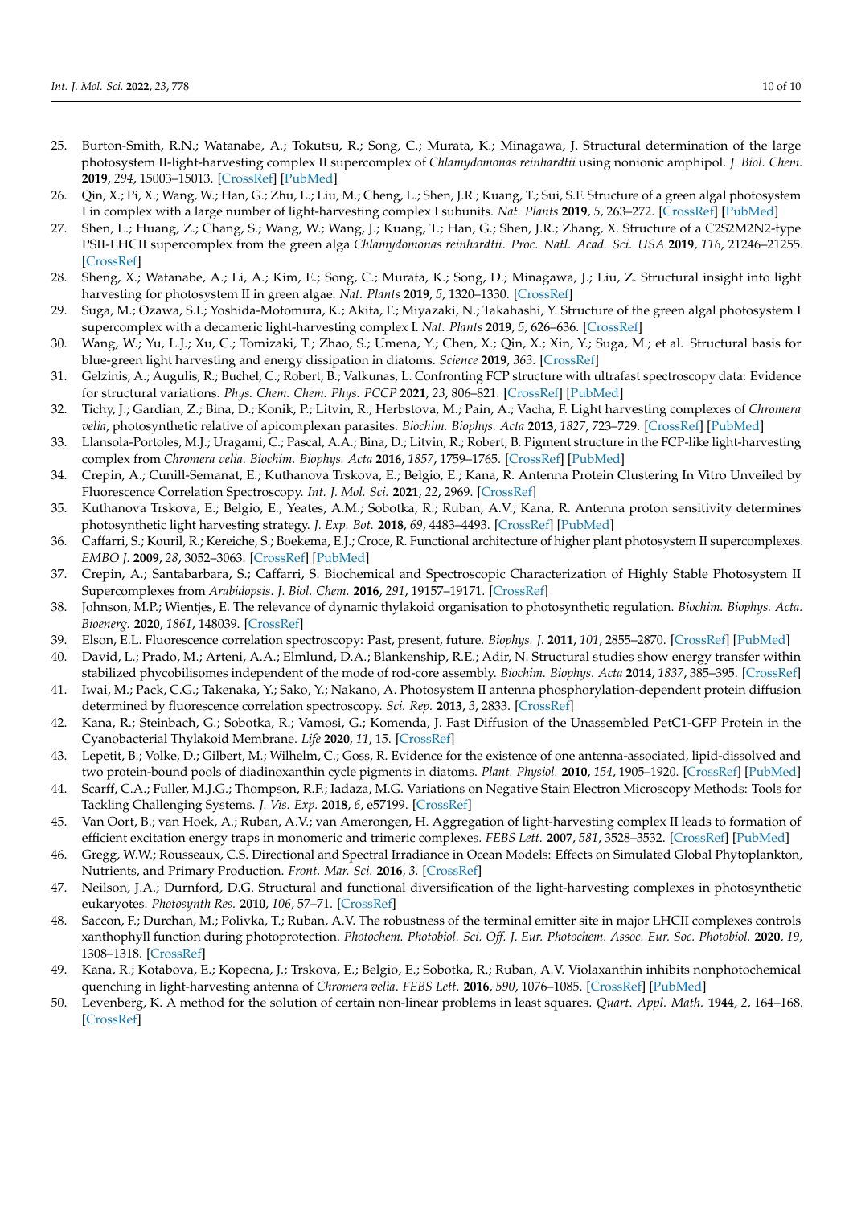25. Burton-Smith, R.N.; Watanabe, A.; Tokutsu, R.; Song, C.; Murata, K.; Minagawa, J. Structural determination of the large photosystem II-light-harvesting complex II supercomplex of *Chlamydomonas reinhardtii* using nonionic amphipol. *J. Biol. Chem.* **2019**, *294*, 15003–15013. [CrossRef] [PubMed]
26. Qin, X.; Pi, X.; Wang, W.; Han, G.; Zhu, L.; Liu, M.; Cheng, L.; Shen, J.R.; Kuang, T.; Sui, S.F. Structure of a green algal photosystem I in complex with a large number of light-harvesting complex I subunits. *Nat. Plants* **2019**, *5*, 263–272. [CrossRef] [PubMed]
27. Shen, L.; Huang, Z.; Chang, S.; Wang, W.; Wang, J.; Kuang, T.; Han, G.; Shen, J.R.; Zhang, X. Structure of a C2S2M2N2-type PSII-LHCII supercomplex from the green alga *Chlamydomonas reinhardtii*. *Proc. Natl. Acad. Sci. USA* **2019**, *116*, 21246–21255. [CrossRef]
28. Sheng, X.; Watanabe, A.; Li, A.; Kim, E.; Song, C.; Murata, K.; Song, D.; Minagawa, J.; Liu, Z. Structural insight into light harvesting for photosystem II in green algae. *Nat. Plants* **2019**, *5*, 1320–1330. [CrossRef]
29. Suga, M.; Ozawa, S.I.; Yoshida-Motomura, K.; Akita, F.; Miyazaki, N.; Takahashi, Y. Structure of the green algal photosystem I supercomplex with a decameric light-harvesting complex I. *Nat. Plants* **2019**, *5*, 626–636. [CrossRef]
30. Wang, W.; Yu, L.J.; Xu, C.; Tomizaki, T.; Zhao, S.; Umena, Y.; Chen, X.; Qin, X.; Xin, Y.; Suga, M.; et al. Structural basis for blue-green light harvesting and energy dissipation in diatoms. *Science* **2019**, *363*. [CrossRef]
31. Gelzinis, A.; Augulis, R.; Buchel, C.; Robert, B.; Valkunas, L. Confronting FCP structure with ultrafast spectroscopy data: Evidence for structural variations. *Phys. Chem. Chem. Phys. PCCP* **2021**, *23*, 806–821. [CrossRef] [PubMed]
32. Tichy, J.; Gardian, Z.; Bina, D.; Konik, P.; Litvin, R.; Herbstova, M.; Pain, A.; Vacha, F. Light harvesting complexes of *Chromera velia*, photosynthetic relative of apicomplexan parasites. *Biochim. Biophys. Acta* **2013**, *1827*, 723–729. [CrossRef] [PubMed]
33. Llansola-Portoles, M.J.; Uragami, C.; Pascal, A.A.; Bina, D.; Litvin, R.; Robert, B. Pigment structure in the FCP-like light-harvesting complex from *Chromera velia*. *Biochim. Biophys. Acta* **2016**, *1857*, 1759–1765. [CrossRef] [PubMed]
34. Crepin, A.; Cunill-Semanat, E.; Kuthanova Trskova, E.; Belgio, E.; Kana, R. Antenna Protein Clustering In Vitro Unveiled by Fluorescence Correlation Spectroscopy. *Int. J. Mol. Sci.* **2021**, *22*, 2969. [CrossRef]
35. Kuthanova Trskova, E.; Belgio, E.; Yeates, A.M.; Sobotka, R.; Ruban, A.V.; Kana, R. Antenna proton sensitivity determines photosynthetic light harvesting strategy. *J. Exp. Bot.* **2018**, *69*, 4483–4493. [CrossRef] [PubMed]
36. Caffarri, S.; Kouril, R.; Kereiche, S.; Boekema, E.J.; Croce, R. Functional architecture of higher plant photosystem II supercomplexes. *EMBO J.* **2009**, *28*, 3052–3063. [CrossRef] [PubMed]
37. Crepin, A.; Santabarbara, S.; Caffarri, S. Biochemical and Spectroscopic Characterization of Highly Stable Photosystem II Supercomplexes from *Arabidopsis*. *J. Biol. Chem.* **2016**, *291*, 19157–19171. [CrossRef]
38. Johnson, M.P.; Wientjes, E. The relevance of dynamic thylakoid organisation to photosynthetic regulation. *Biochim. Biophys. Acta. Bioenerg.* **2020**, *1861*, 148039. [CrossRef]
39. Elson, E.L. Fluorescence correlation spectroscopy: Past, present, future. *Biophys. J.* **2011**, *101*, 2855–2870. [CrossRef] [PubMed]
40. David, L.; Prado, M.; Arteni, A.A.; Elmlund, D.A.; Blankenship, R.E.; Adir, N. Structural studies show energy transfer within stabilized phycobilisomes independent of the mode of rod-core assembly. *Biochim. Biophys. Acta* **2014**, *1837*, 385–395. [CrossRef]
41. Iwai, M.; Pack, C.G.; Takenaka, Y.; Sako, Y.; Nakano, A. Photosystem II antenna phosphorylation-dependent protein diffusion determined by fluorescence correlation spectroscopy. *Sci. Rep.* **2013**, *3*, 2833. [CrossRef]
42. Kana, R.; Steinbach, G.; Sobotka, R.; Vamosi, G.; Komenda, J. Fast Diffusion of the Unassembled PetC1-GFP Protein in the Cyanobacterial Thylakoid Membrane. *Life* **2020**, *11*, 15. [CrossRef]
43. Lepetit, B.; Volke, D.; Gilbert, M.; Wilhelm, C.; Goss, R. Evidence for the existence of one antenna-associated, lipid-dissolved and two protein-bound pools of diadinoxanthin cycle pigments in diatoms. *Plant. Physiol.* **2010**, *154*, 1905–1920. [CrossRef] [PubMed]
44. Scarff, C.A.; Fuller, M.J.G.; Thompson, R.F.; Iadaza, M.G. Variations on Negative Stain Electron Microscopy Methods: Tools for Tackling Challenging Systems. *J. Vis. Exp.* **2018**, *6*, e57199. [CrossRef]
45. Van Oort, B.; van Hoek, A.; Ruban, A.V.; van Amerongen, H. Aggregation of light-harvesting complex II leads to formation of efficient excitation energy traps in monomeric and trimeric complexes. *FEBS Lett.* **2007**, *581*, 3528–3532. [CrossRef] [PubMed]
46. Gregg, W.W.; Rousseaux, C.S. Directional and Spectral Irradiance in Ocean Models: Effects on Simulated Global Phytoplankton, Nutrients, and Primary Production. *Front. Mar. Sci.* **2016**, *3*. [CrossRef]
47. Neilson, J.A.; Durnford, D.G. Structural and functional diversification of the light-harvesting complexes in photosynthetic eukaryotes. *Photosynth Res.* **2010**, *106*, 57–71. [CrossRef]
48. Saccon, F.; Durchan, M.; Polivka, T.; Ruban, A.V. The robustness of the terminal emitter site in major LHCII complexes controls xanthophyll function during photoprotection. *Photochem. Photobiol. Sci. Off. J. Eur. Photochem. Assoc. Eur. Soc. Photobiol.* **2020**, *19*, 1308–1318. [CrossRef]
49. Kana, R.; Kotabova, E.; Kopecna, J.; Trskova, E.; Belgio, E.; Sobotka, R.; Ruban, A.V. Violaxanthin inhibits nonphotochemical quenching in light-harvesting antenna of *Chromera velia*. *FEBS Lett.* **2016**, *590*, 1076–1085. [CrossRef] [PubMed]
50. Levenberg, K. A method for the solution of certain non-linear problems in least squares. *Quart. Appl. Math.* **1944**, *2*, 164–168. [CrossRef]